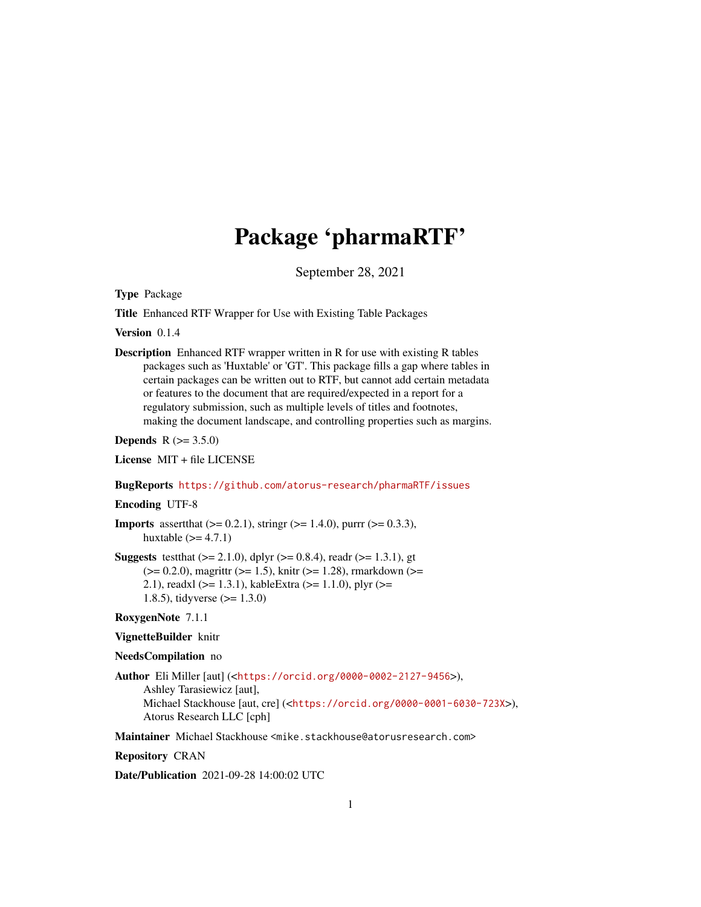# Package 'pharmaRTF'

September 28, 2021

**Type** Package

**Title** Enhanced RTF Wrapper for Use with Existing Table Packages

**Version** 0.1.4

**Description** Enhanced RTF wrapper written in R for use with existing R tables packages such as 'Huxtable' or 'GT'. This package fills a gap where tables in certain packages can be written out to RTF, but cannot add certain metadata or features to the document that are required/expected in a report for a regulatory submission, such as multiple levels of titles and footnotes, making the document landscape, and controlling properties such as margins.

**Depends** R (>= 3.5.0)

**License** MIT + file LICENSE

**BugReports** https://github.com/atorus-research/pharmaRTF/issues

**Encoding** UTF-8

**Imports** assertthat (>= 0.2.1), stringr (>= 1.4.0), purrr (>= 0.3.3), huxtable (>= 4.7.1)

**Suggests** testthat (>= 2.1.0), dplyr (>= 0.8.4), readr (>= 1.3.1), gt (>= 0.2.0), magrittr (>= 1.5), knitr (>= 1.28), rmarkdown (>= 2.1), readxl (>= 1.3.1), kableExtra (>= 1.1.0), plyr (>= 1.8.5), tidyverse (>= 1.3.0)

**RoxygenNote** 7.1.1

**VignetteBuilder** knitr

**NeedsCompilation** no

**Author** Eli Miller [aut] (<https://orcid.org/0000-0002-2127-9456>), Ashley Tarasiewicz [aut], Michael Stackhouse [aut, cre] (<https://orcid.org/0000-0001-6030-723X>), Atorus Research LLC [cph]

**Maintainer** Michael Stackhouse <mike.stackhouse@atorusresearch.com>

**Repository** CRAN

**Date/Publication** 2021-09-28 14:00:02 UTC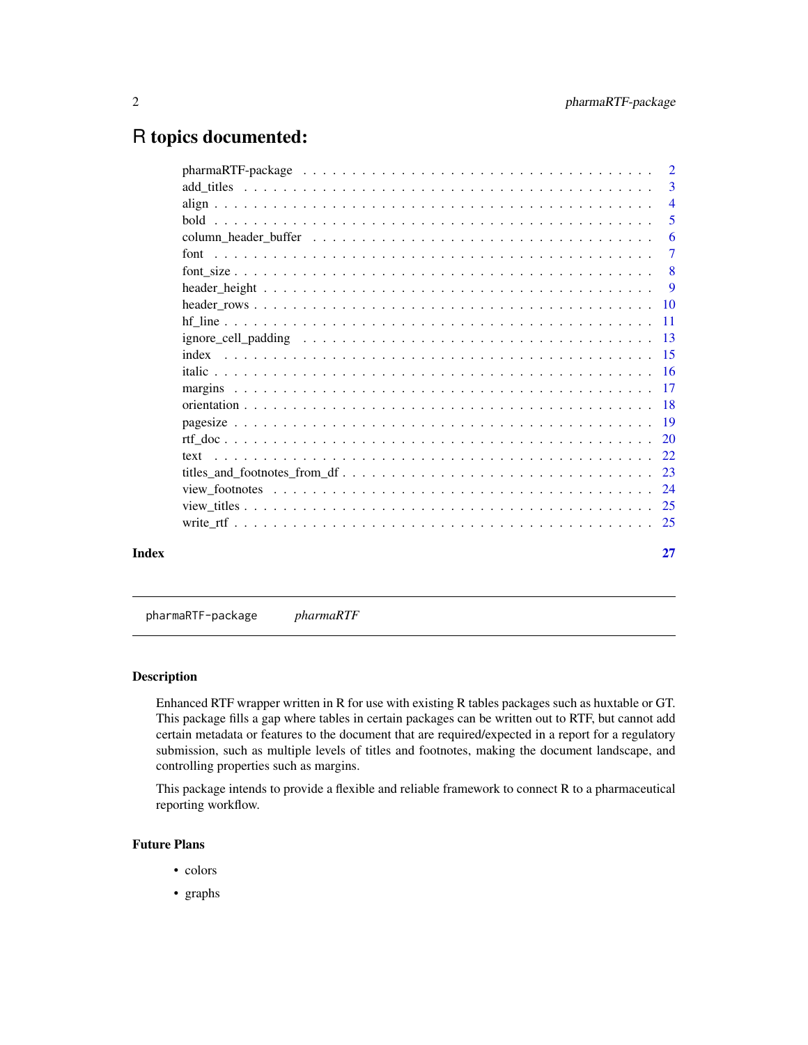# R topics documented:

| | |
|---|---|
| pharmaRTF-package | 2 |
| add_titles | 3 |
| align | 4 |
| bold | 5 |
| column_header_buffer | 6 |
| font | 7 |
| font_size | 8 |
| header_height | 9 |
| header_rows | 10 |
| hf_line | 11 |
| ignore_cell_padding | 13 |
| index | 15 |
| italic | 16 |
| margins | 17 |
| orientation | 18 |
| pagesize | 19 |
| rtf_doc | 20 |
| text | 22 |
| titles_and_footnotes_from_df | 23 |
| view_footnotes | 24 |
| view_titles | 25 |
| write_rtf | 25 |

**Index** **27**

---

`pharmaRTF-package` *pharmaRTF*

---

### Description

Enhanced RTF wrapper written in R for use with existing R tables packages such as huxtable or GT. This package fills a gap where tables in certain packages can be written out to RTF, but cannot add certain metadata or features to the document that are required/expected in a report for a regulatory submission, such as multiple levels of titles and footnotes, making the document landscape, and controlling properties such as margins.

This package intends to provide a flexible and reliable framework to connect R to a pharmaceutical reporting workflow.

### Future Plans

- colors
- graphs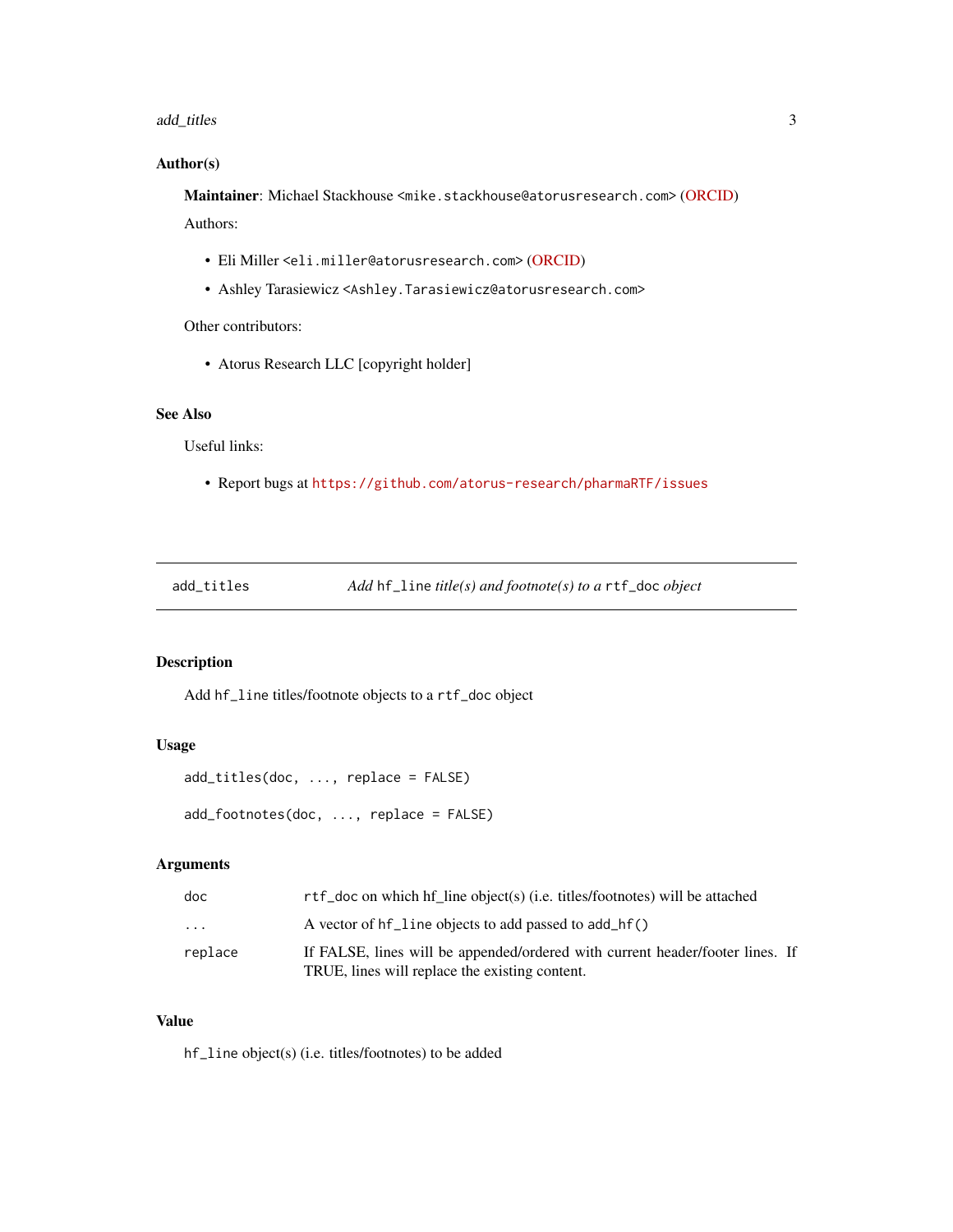## Author(s)

**Maintainer**: Michael Stackhouse <mike.stackhouse@atorusresearch.com> (ORCID)

Authors:

- Eli Miller <eli.miller@atorusresearch.com> (ORCID)
- Ashley Tarasiewicz <Ashley.Tarasiewicz@atorusresearch.com>

Other contributors:

- Atorus Research LLC [copyright holder]

## See Also

Useful links:

- Report bugs at https://github.com/atorus-research/pharmaRTF/issues

---

# add_titles — *Add* `hf_line` *title(s) and footnote(s) to a* `rtf_doc` *object*

## Description

Add `hf_line` titles/footnote objects to a `rtf_doc` object

## Usage

```
add_titles(doc, ..., replace = FALSE)

add_footnotes(doc, ..., replace = FALSE)
```

## Arguments

| | |
|---|---|
| `doc` | `rtf_doc` on which hf_line object(s) (i.e. titles/footnotes) will be attached |
| `...` | A vector of `hf_line` objects to add passed to `add_hf()` |
| `replace` | If FALSE, lines will be appended/ordered with current header/footer lines. If TRUE, lines will replace the existing content. |

## Value

`hf_line` object(s) (i.e. titles/footnotes) to be added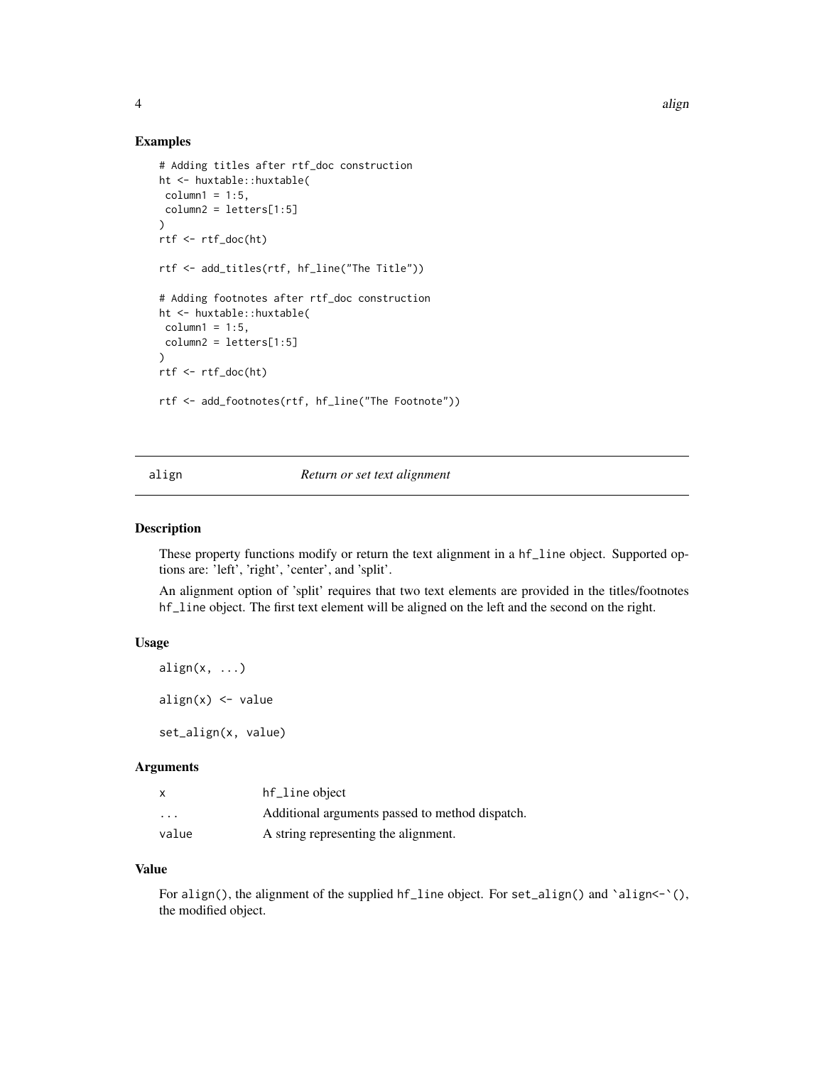## Examples

```
# Adding titles after rtf_doc construction
ht <- huxtable::huxtable(
 column1 = 1:5,
 column2 = letters[1:5]
)
rtf <- rtf_doc(ht)

rtf <- add_titles(rtf, hf_line("The Title"))

# Adding footnotes after rtf_doc construction
ht <- huxtable::huxtable(
 column1 = 1:5,
 column2 = letters[1:5]
)
rtf <- rtf_doc(ht)

rtf <- add_footnotes(rtf, hf_line("The Footnote"))
```

---

# align — *Return or set text alignment*

---

## Description

These property functions modify or return the text alignment in a `hf_line` object. Supported options are: 'left', 'right', 'center', and 'split'.

An alignment option of 'split' requires that two text elements are provided in the titles/footnotes `hf_line` object. The first text element will be aligned on the left and the second on the right.

## Usage

```
align(x, ...)

align(x) <- value

set_align(x, value)
```

## Arguments

| | |
|---|---|
| x | hf_line object |
| ... | Additional arguments passed to method dispatch. |
| value | A string representing the alignment. |

## Value

For `align()`, the alignment of the supplied `hf_line` object. For `set_align()` and `` `align<-`() ``, the modified object.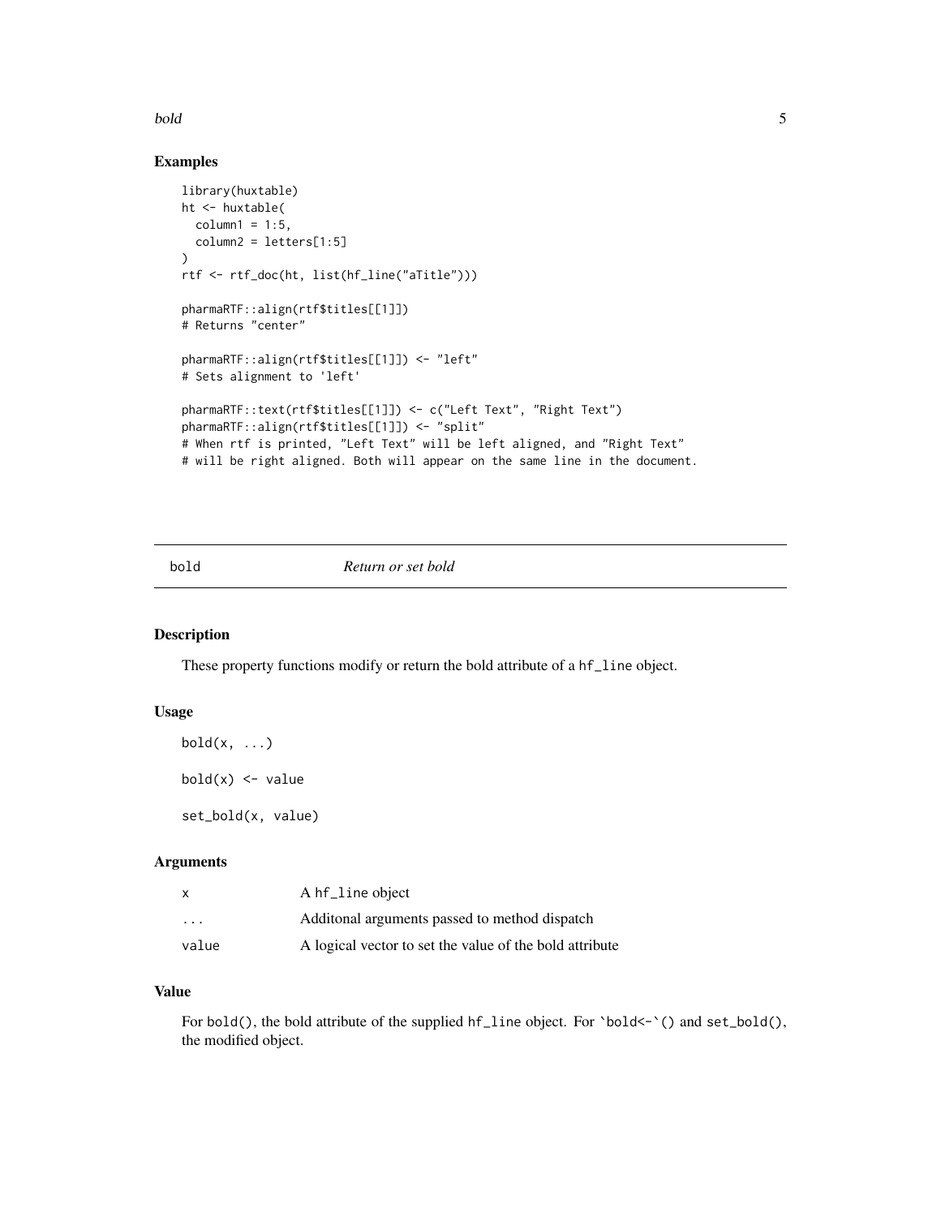## Examples

```
library(huxtable)
ht <- huxtable(
  column1 = 1:5,
  column2 = letters[1:5]
)
rtf <- rtf_doc(ht, list(hf_line("aTitle")))

pharmaRTF::align(rtf$titles[[1]])
# Returns "center"

pharmaRTF::align(rtf$titles[[1]]) <- "left"
# Sets alignment to 'left'

pharmaRTF::text(rtf$titles[[1]]) <- c("Left Text", "Right Text")
pharmaRTF::align(rtf$titles[[1]]) <- "split"
# When rtf is printed, "Left Text" will be left aligned, and "Right Text"
# will be right aligned. Both will appear on the same line in the document.
```

---

# bold — *Return or set bold*

## Description

These property functions modify or return the bold attribute of a `hf_line` object.

## Usage

```
bold(x, ...)

bold(x) <- value

set_bold(x, value)
```

## Arguments

| | |
|---|---|
| `x` | A `hf_line` object |
| `...` | Additonal arguments passed to method dispatch |
| `value` | A logical vector to set the value of the bold attribute |

## Value

For `bold()`, the bold attribute of the supplied `hf_line` object. For `` `bold<-`() `` and `set_bold()`, the modified object.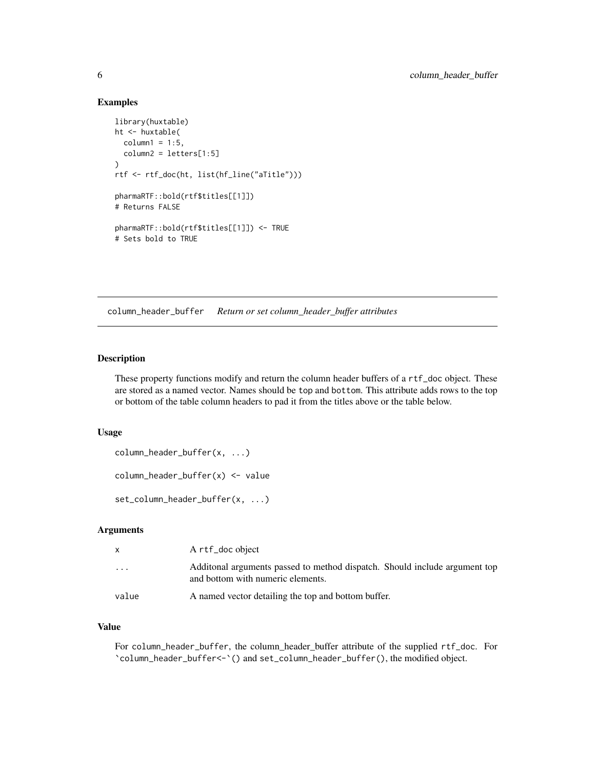## Examples

```
library(huxtable)
ht <- huxtable(
  column1 = 1:5,
  column2 = letters[1:5]
)
rtf <- rtf_doc(ht, list(hf_line("aTitle")))

pharmaRTF::bold(rtf$titles[[1]])
# Returns FALSE

pharmaRTF::bold(rtf$titles[[1]]) <- TRUE
# Sets bold to TRUE
```

---

# column_header_buffer    *Return or set column_header_buffer attributes*

---

## Description

These property functions modify and return the column header buffers of a `rtf_doc` object. These are stored as a named vector. Names should be `top` and `bottom`. This attribute adds rows to the top or bottom of the table column headers to pad it from the titles above or the table below.

## Usage

```
column_header_buffer(x, ...)

column_header_buffer(x) <- value

set_column_header_buffer(x, ...)
```

## Arguments

| | |
|---|---|
| x | A `rtf_doc` object |
| ... | Additonal arguments passed to method dispatch. Should include argument top and bottom with numeric elements. |
| value | A named vector detailing the top and bottom buffer. |

## Value

For `column_header_buffer`, the column_header_buffer attribute of the supplied `rtf_doc`. For `` `column_header_buffer<-`() `` and `set_column_header_buffer()`, the modified object.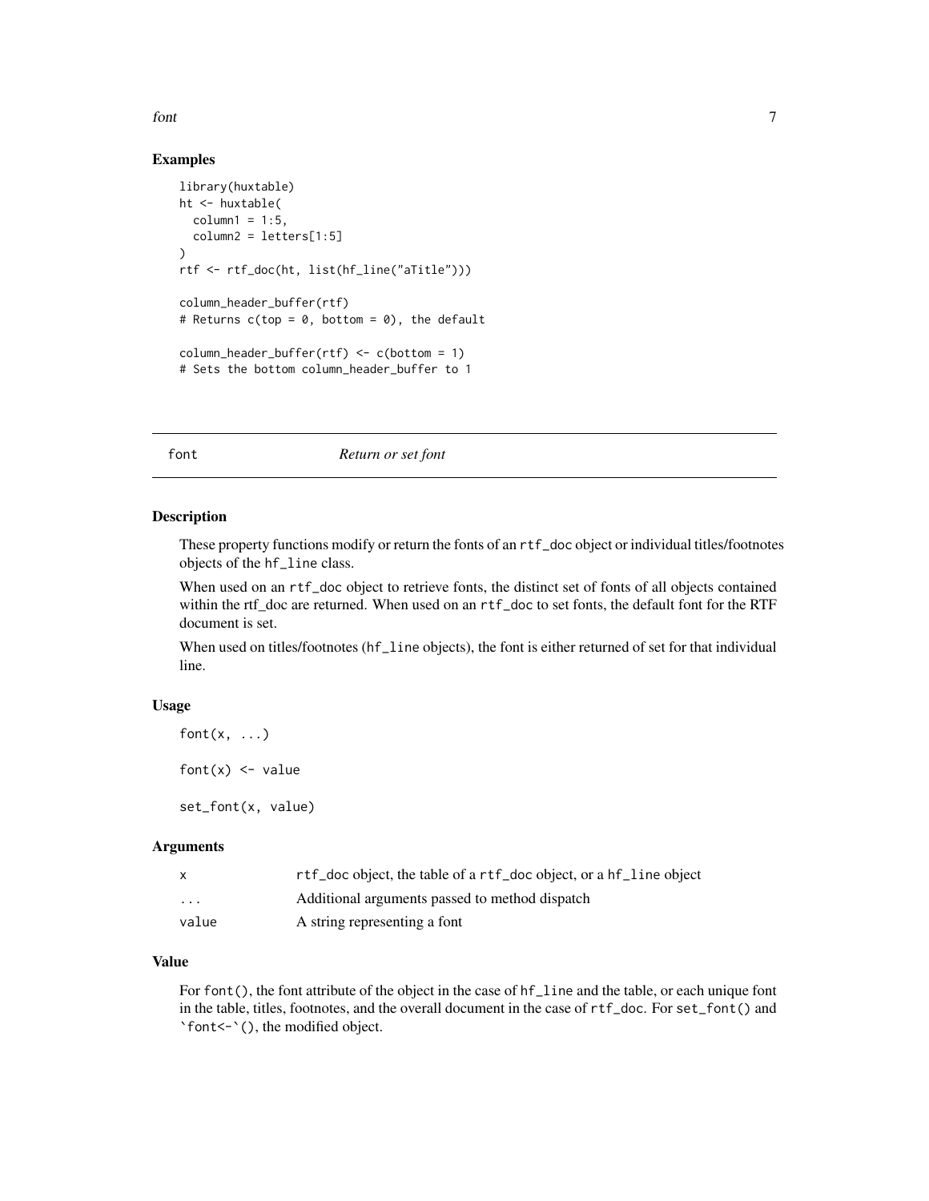### Examples

```
library(huxtable)
ht <- huxtable(
  column1 = 1:5,
  column2 = letters[1:5]
)
rtf <- rtf_doc(ht, list(hf_line("aTitle")))

column_header_buffer(rtf)
# Returns c(top = 0, bottom = 0), the default

column_header_buffer(rtf) <- c(bottom = 1)
# Sets the bottom column_header_buffer to 1
```

## font — *Return or set font*

### Description

These property functions modify or return the fonts of an `rtf_doc` object or individual titles/footnotes objects of the `hf_line` class.

When used on an `rtf_doc` object to retrieve fonts, the distinct set of fonts of all objects contained within the rtf_doc are returned. When used on an `rtf_doc` to set fonts, the default font for the RTF document is set.

When used on titles/footnotes (`hf_line` objects), the font is either returned of set for that individual line.

### Usage

```
font(x, ...)

font(x) <- value

set_font(x, value)
```

### Arguments

| | |
|---|---|
| x | `rtf_doc` object, the table of a `rtf_doc` object, or a `hf_line` object |
| ... | Additional arguments passed to method dispatch |
| value | A string representing a font |

### Value

For `font()`, the font attribute of the object in the case of `hf_line` and the table, or each unique font in the table, titles, footnotes, and the overall document in the case of `rtf_doc`. For `set_font()` and `` `font<-`() ``, the modified object.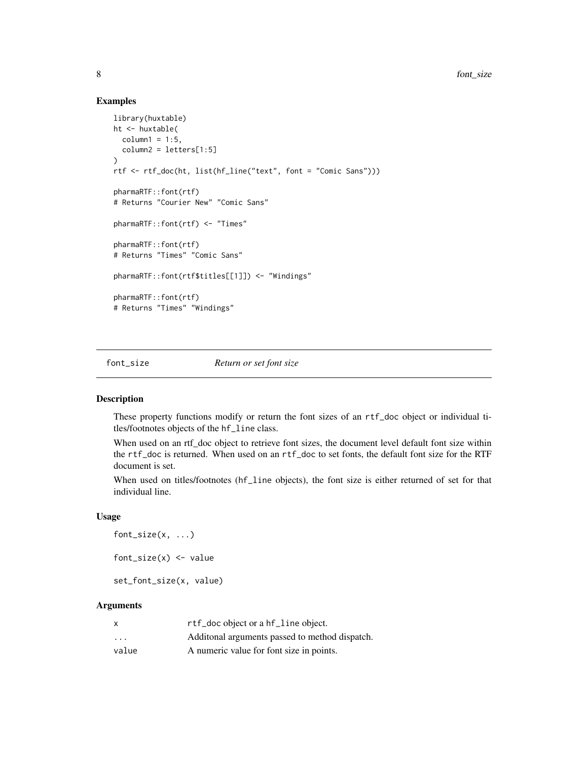## Examples

```
library(huxtable)
ht <- huxtable(
  column1 = 1:5,
  column2 = letters[1:5]
)
rtf <- rtf_doc(ht, list(hf_line("text", font = "Comic Sans")))

pharmaRTF::font(rtf)
# Returns "Courier New" "Comic Sans"

pharmaRTF::font(rtf) <- "Times"

pharmaRTF::font(rtf)
# Returns "Times" "Comic Sans"

pharmaRTF::font(rtf$titles[[1]]) <- "Windings"

pharmaRTF::font(rtf)
# Returns "Times" "Windings"
```

---

`font_size` *Return or set font size*

---

## Description

These property functions modify or return the font sizes of an `rtf_doc` object or individual titles/footnotes objects of the `hf_line` class.

When used on an rtf_doc object to retrieve font sizes, the document level default font size within the `rtf_doc` is returned. When used on an `rtf_doc` to set fonts, the default font size for the RTF document is set.

When used on titles/footnotes (`hf_line` objects), the font size is either returned of set for that individual line.

## Usage

```
font_size(x, ...)

font_size(x) <- value

set_font_size(x, value)
```

## Arguments

| | |
|---|---|
| x | `rtf_doc` object or a `hf_line` object. |
| ... | Additonal arguments passed to method dispatch. |
| value | A numeric value for font size in points. |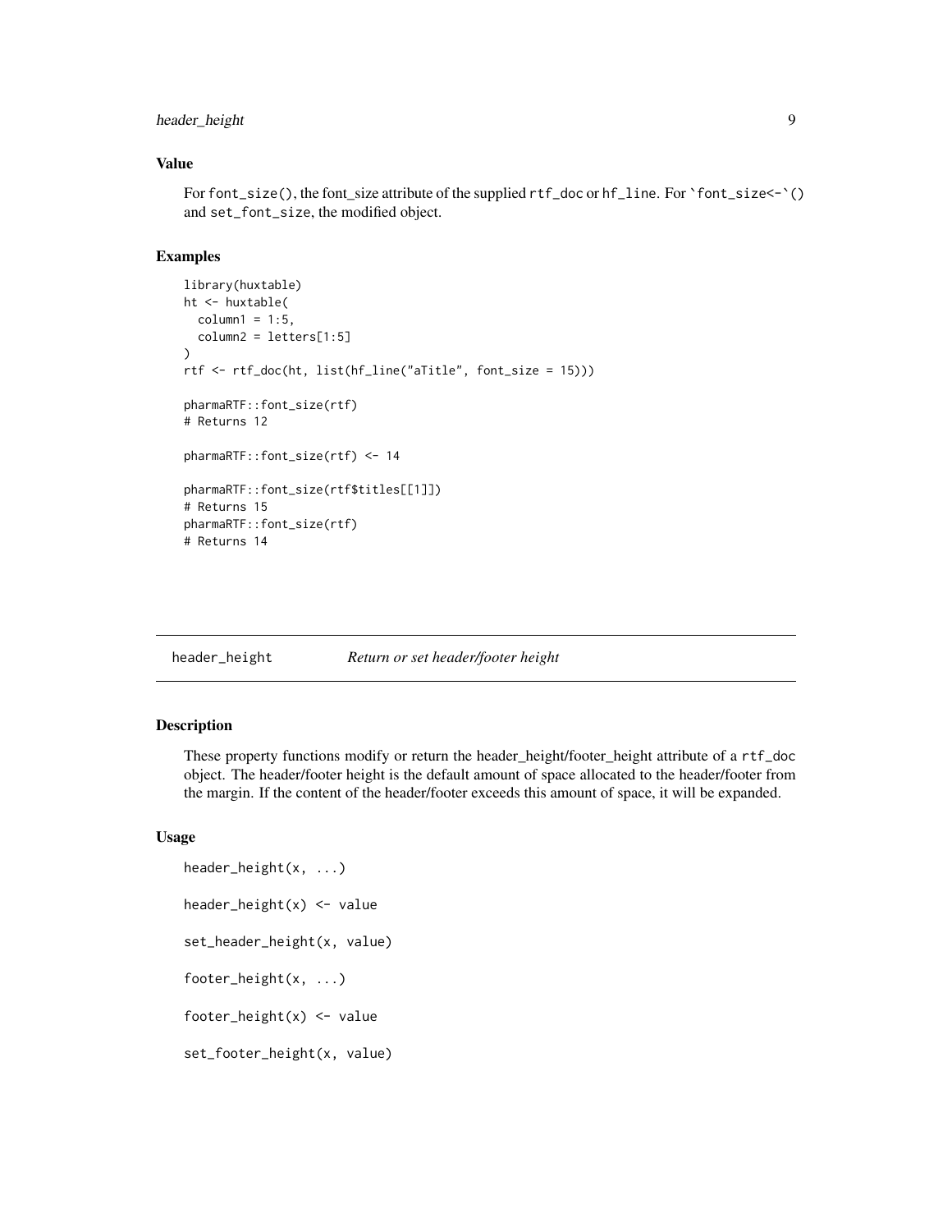### Value

For `font_size()`, the font_size attribute of the supplied `rtf_doc` or `hf_line`. For `` `font_size<-`() `` and `set_font_size`, the modified object.

### Examples

```
library(huxtable)
ht <- huxtable(
  column1 = 1:5,
  column2 = letters[1:5]
)
rtf <- rtf_doc(ht, list(hf_line("aTitle", font_size = 15)))

pharmaRTF::font_size(rtf)
# Returns 12

pharmaRTF::font_size(rtf) <- 14

pharmaRTF::font_size(rtf$titles[[1]])
# Returns 15
pharmaRTF::font_size(rtf)
# Returns 14
```

---

## header_height *Return or set header/footer height*

---

### Description

These property functions modify or return the header_height/footer_height attribute of a `rtf_doc` object. The header/footer height is the default amount of space allocated to the header/footer from the margin. If the content of the header/footer exceeds this amount of space, it will be expanded.

### Usage

```
header_height(x, ...)

header_height(x) <- value

set_header_height(x, value)

footer_height(x, ...)

footer_height(x) <- value

set_footer_height(x, value)
```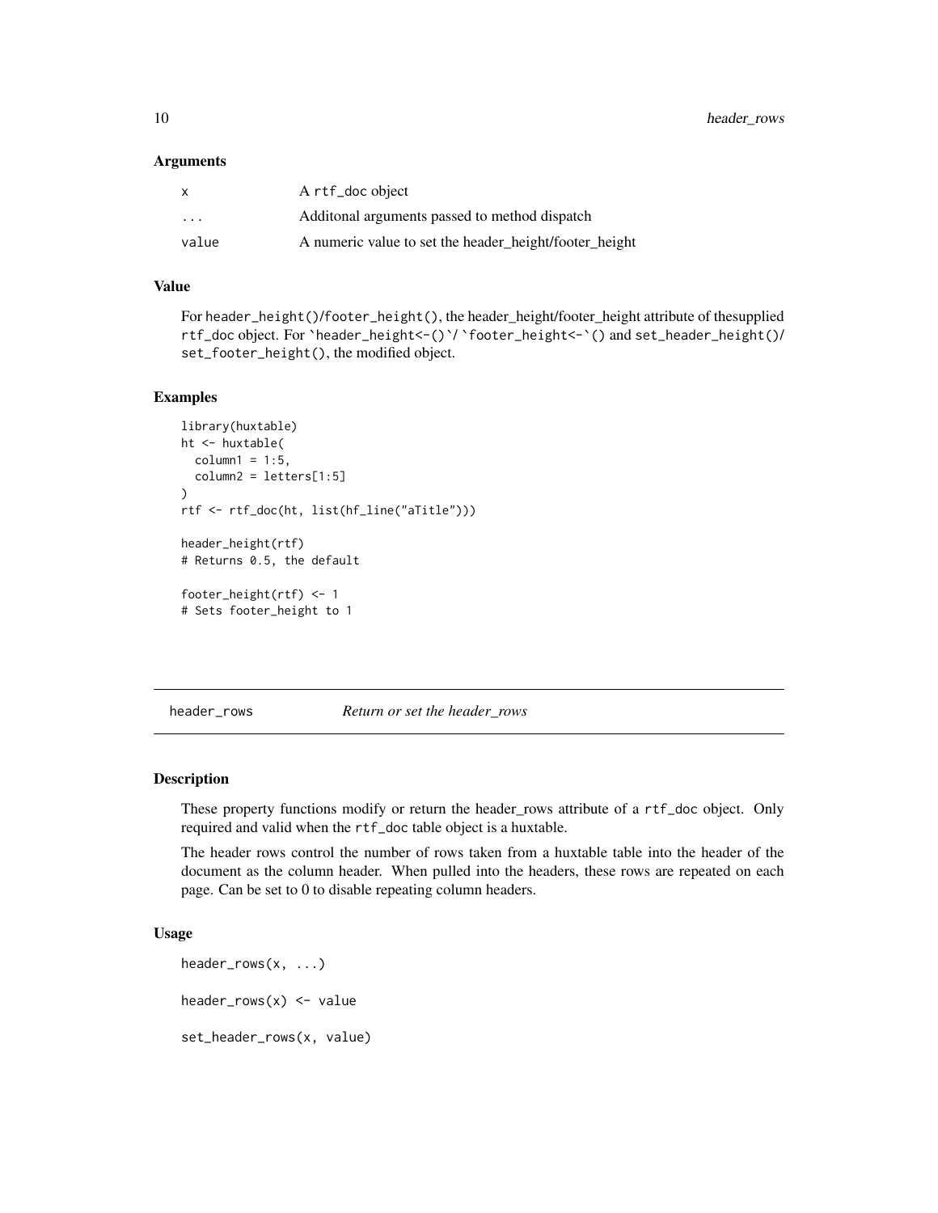### Arguments

| | |
|---|---|
| x | A rtf_doc object |
| ... | Additonal arguments passed to method dispatch |
| value | A numeric value to set the header_height/footer_height |

### Value

For header_height()/footer_height(), the header_height/footer_height attribute of thesupplied rtf_doc object. For `header_height<-()`/`footer_height<-`() and set_header_height()/ set_footer_height(), the modified object.

### Examples

```
library(huxtable)
ht <- huxtable(
  column1 = 1:5,
  column2 = letters[1:5]
)
rtf <- rtf_doc(ht, list(hf_line("aTitle")))

header_height(rtf)
# Returns 0.5, the default

footer_height(rtf) <- 1
# Sets footer_height to 1
```

---

## header_rows *Return or set the header_rows*

### Description

These property functions modify or return the header_rows attribute of a rtf_doc object. Only required and valid when the rtf_doc table object is a huxtable.

The header rows control the number of rows taken from a huxtable table into the header of the document as the column header. When pulled into the headers, these rows are repeated on each page. Can be set to 0 to disable repeating column headers.

### Usage

```
header_rows(x, ...)

header_rows(x) <- value

set_header_rows(x, value)
```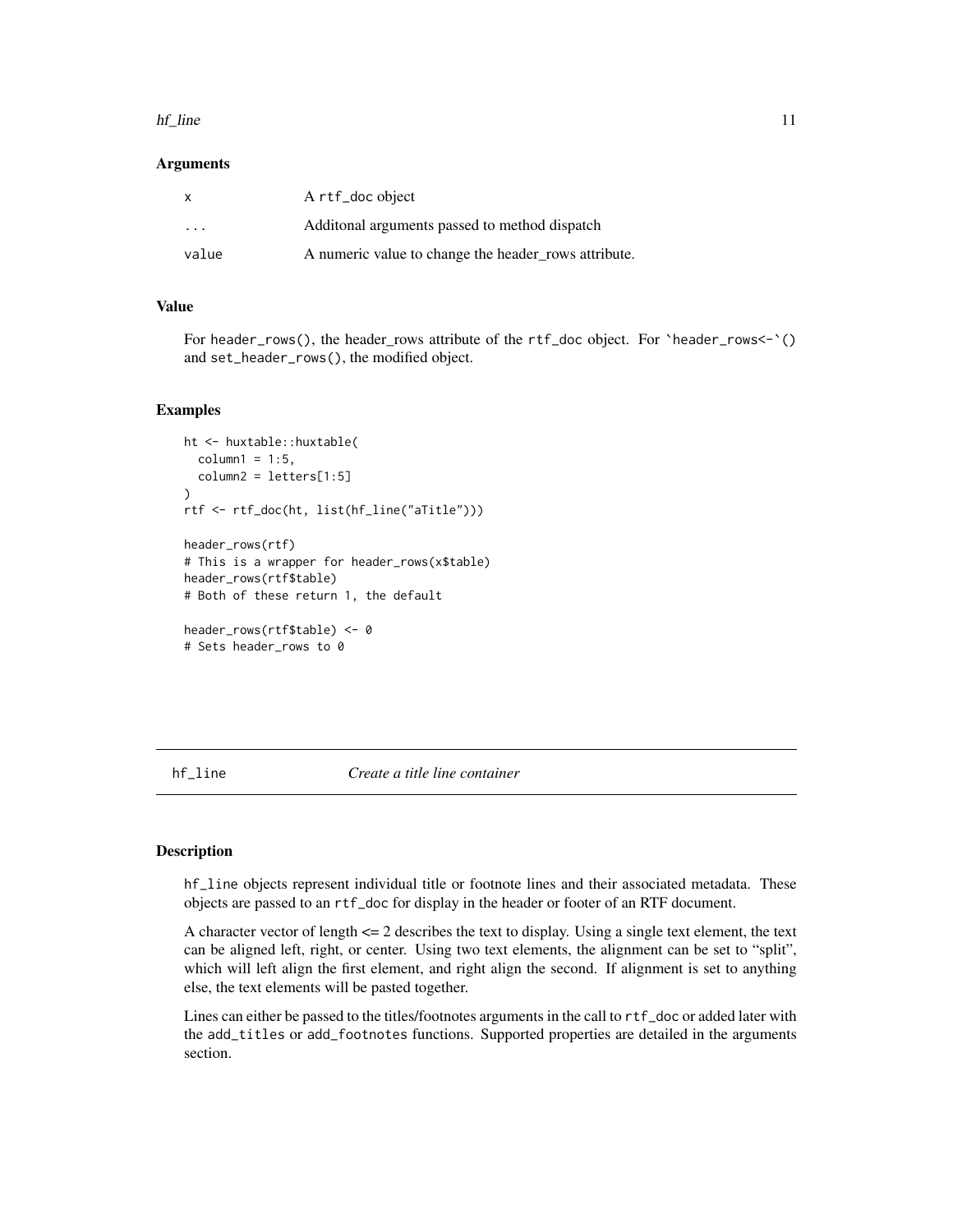### Arguments

| | |
|---|---|
| x | A rtf_doc object |
| ... | Additonal arguments passed to method dispatch |
| value | A numeric value to change the header_rows attribute. |

### Value

For header_rows(), the header_rows attribute of the rtf_doc object. For `header_rows<-`() and set_header_rows(), the modified object.

### Examples

```
ht <- huxtable::huxtable(
  column1 = 1:5,
  column2 = letters[1:5]
)
rtf <- rtf_doc(ht, list(hf_line("aTitle")))

header_rows(rtf)
# This is a wrapper for header_rows(x$table)
header_rows(rtf$table)
# Both of these return 1, the default

header_rows(rtf$table) <- 0
# Sets header_rows to 0
```

## hf_line — *Create a title line container*

### Description

hf_line objects represent individual title or footnote lines and their associated metadata. These objects are passed to an rtf_doc for display in the header or footer of an RTF document.

A character vector of length <= 2 describes the text to display. Using a single text element, the text can be aligned left, right, or center. Using two text elements, the alignment can be set to "split", which will left align the first element, and right align the second. If alignment is set to anything else, the text elements will be pasted together.

Lines can either be passed to the titles/footnotes arguments in the call to rtf_doc or added later with the add_titles or add_footnotes functions. Supported properties are detailed in the arguments section.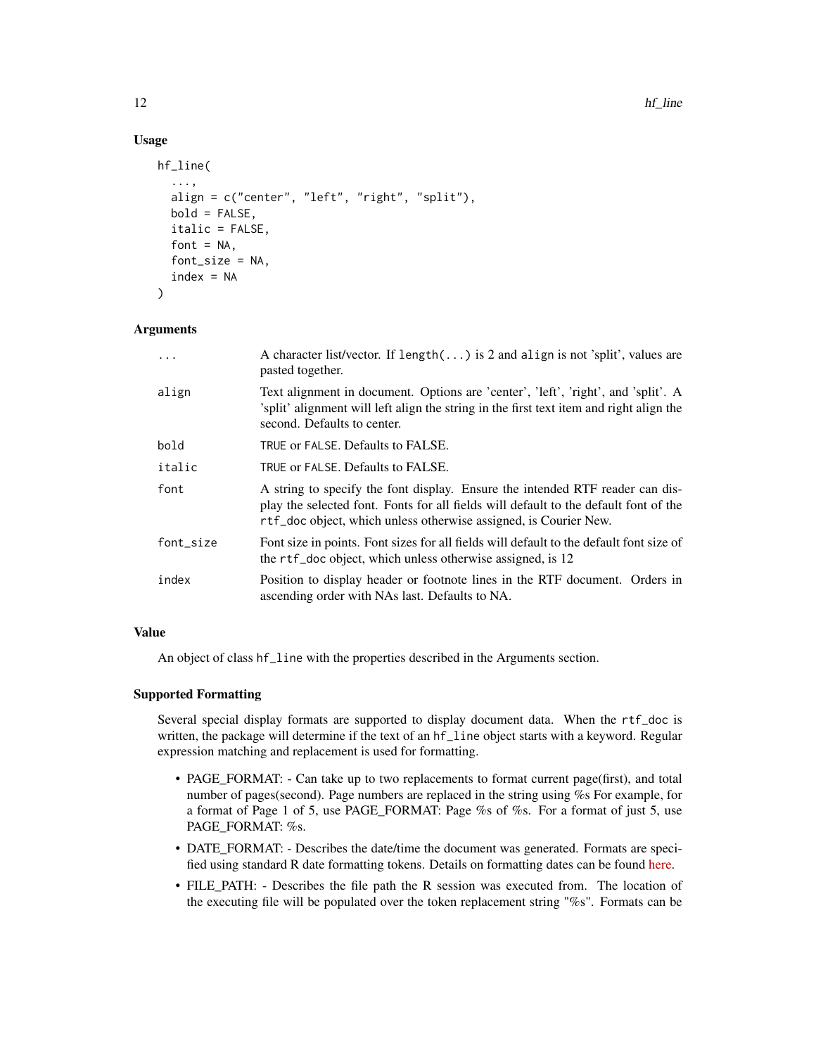## Usage

```
hf_line(
  ...,
  align = c("center", "left", "right", "split"),
  bold = FALSE,
  italic = FALSE,
  font = NA,
  font_size = NA,
  index = NA
)
```

## Arguments

| | |
|---|---|
| `...` | A character list/vector. If `length(...)` is 2 and `align` is not 'split', values are pasted together. |
| `align` | Text alignment in document. Options are 'center', 'left', 'right', and 'split'. A 'split' alignment will left align the string in the first text item and right align the second. Defaults to center. |
| `bold` | `TRUE` or `FALSE`. Defaults to FALSE. |
| `italic` | `TRUE` or `FALSE`. Defaults to FALSE. |
| `font` | A string to specify the font display. Ensure the intended RTF reader can display the selected font. Fonts for all fields will default to the default font of the `rtf_doc` object, which unless otherwise assigned, is Courier New. |
| `font_size` | Font size in points. Font sizes for all fields will default to the default font size of the `rtf_doc` object, which unless otherwise assigned, is 12 |
| `index` | Position to display header or footnote lines in the RTF document. Orders in ascending order with NAs last. Defaults to NA. |

## Value

An object of class `hf_line` with the properties described in the Arguments section.

## Supported Formatting

Several special display formats are supported to display document data. When the `rtf_doc` is written, the package will determine if the text of an `hf_line` object starts with a keyword. Regular expression matching and replacement is used for formatting.

- PAGE_FORMAT: - Can take up to two replacements to format current page(first), and total number of pages(second). Page numbers are replaced in the string using %s For example, for a format of Page 1 of 5, use PAGE_FORMAT: Page %s of %s. For a format of just 5, use PAGE_FORMAT: %s.
- DATE_FORMAT: - Describes the date/time the document was generated. Formats are specified using standard R date formatting tokens. Details on formatting dates can be found here.
- FILE_PATH: - Describes the file path the R session was executed from. The location of the executing file will be populated over the token replacement string "%s". Formats can be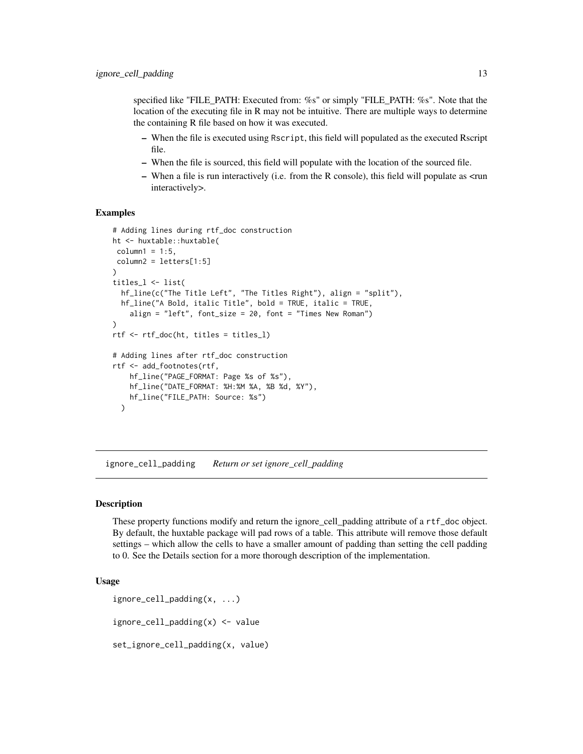specified like "FILE_PATH: Executed from: %s" or simply "FILE_PATH: %s". Note that the location of the executing file in R may not be intuitive. There are multiple ways to determine the containing R file based on how it was executed.

- When the file is executed using `Rscript`, this field will populated as the executed Rscript file.
- When the file is sourced, this field will populate with the location of the sourced file.
- When a file is run interactively (i.e. from the R console), this field will populate as <run interactively>.

## Examples

```
# Adding lines during rtf_doc construction
ht <- huxtable::huxtable(
 column1 = 1:5,
 column2 = letters[1:5]
)
titles_l <- list(
  hf_line(c("The Title Left", "The Titles Right"), align = "split"),
  hf_line("A Bold, italic Title", bold = TRUE, italic = TRUE,
    align = "left", font_size = 20, font = "Times New Roman")
)
rtf <- rtf_doc(ht, titles = titles_l)

# Adding lines after rtf_doc construction
rtf <- add_footnotes(rtf,
    hf_line("PAGE_FORMAT: Page %s of %s"),
    hf_line("DATE_FORMAT: %H:%M %A, %B %d, %Y"),
    hf_line("FILE_PATH: Source: %s")
  )
```

---

# ignore_cell_padding *Return or set ignore_cell_padding*

## Description

These property functions modify and return the ignore_cell_padding attribute of a `rtf_doc` object. By default, the huxtable package will pad rows of a table. This attribute will remove those default settings – which allow the cells to have a smaller amount of padding than setting the cell padding to 0. See the Details section for a more thorough description of the implementation.

## Usage

```
ignore_cell_padding(x, ...)

ignore_cell_padding(x) <- value

set_ignore_cell_padding(x, value)
```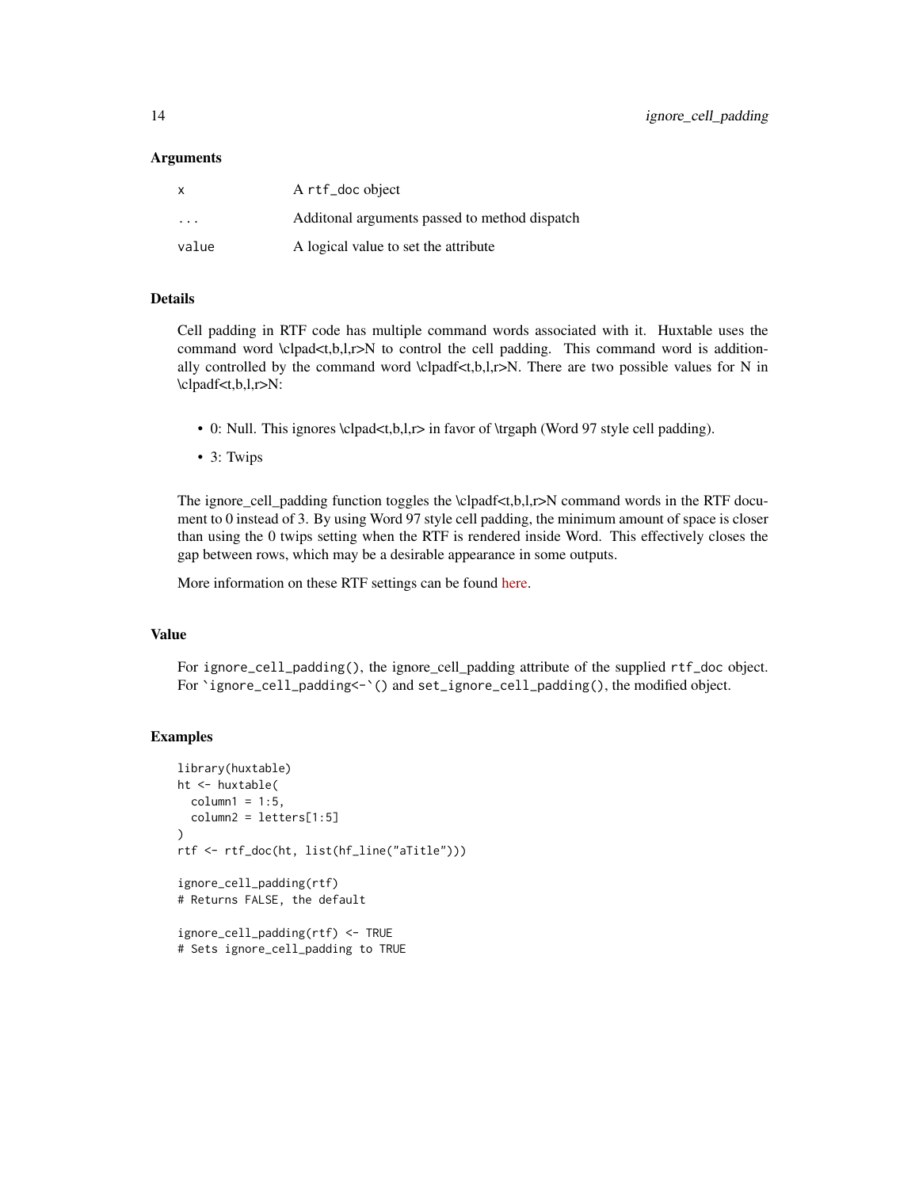### Arguments

| | |
|---|---|
| x | A rtf_doc object |
| ... | Additonal arguments passed to method dispatch |
| value | A logical value to set the attribute |

### Details

Cell padding in RTF code has multiple command words associated with it. Huxtable uses the command word \clpad<t,b,l,r>N to control the cell padding. This command word is additionally controlled by the command word \clpadf<t,b,l,r>N. There are two possible values for N in \clpadf<t,b,l,r>N:

- 0: Null. This ignores \clpad<t,b,l,r> in favor of \trgaph (Word 97 style cell padding).
- 3: Twips

The ignore_cell_padding function toggles the \clpadf<t,b,l,r>N command words in the RTF document to 0 instead of 3. By using Word 97 style cell padding, the minimum amount of space is closer than using the 0 twips setting when the RTF is rendered inside Word. This effectively closes the gap between rows, which may be a desirable appearance in some outputs.

More information on these RTF settings can be found here.

### Value

For `ignore_cell_padding()`, the ignore_cell_padding attribute of the supplied `rtf_doc` object. For `` `ignore_cell_padding<-`() `` and `set_ignore_cell_padding()`, the modified object.

### Examples

```
library(huxtable)
ht <- huxtable(
  column1 = 1:5,
  column2 = letters[1:5]
)
rtf <- rtf_doc(ht, list(hf_line("aTitle")))

ignore_cell_padding(rtf)
# Returns FALSE, the default

ignore_cell_padding(rtf) <- TRUE
# Sets ignore_cell_padding to TRUE
```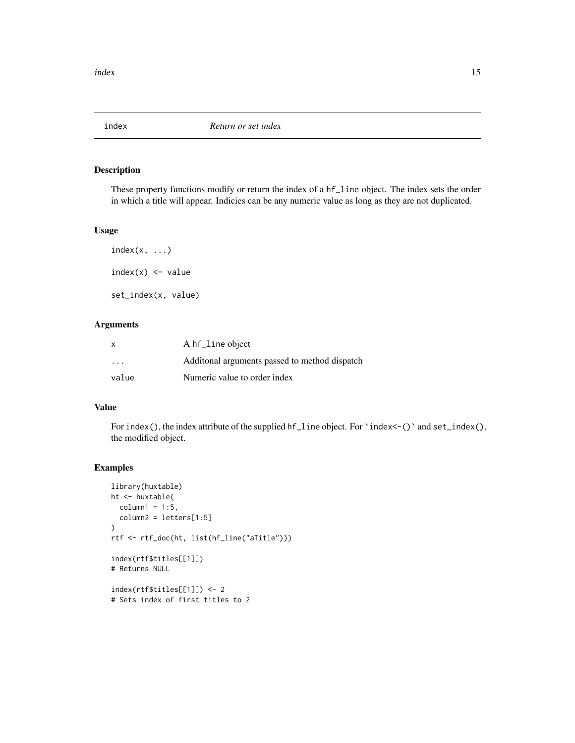# index — *Return or set index*

## Description

These property functions modify or return the index of a `hf_line` object. The index sets the order in which a title will appear. Indicies can be any numeric value as long as they are not duplicated.

## Usage

```
index(x, ...)

index(x) <- value

set_index(x, value)
```

## Arguments

| | |
|---|---|
| x | A hf_line object |
| ... | Additonal arguments passed to method dispatch |
| value | Numeric value to order index |

## Value

For `index()`, the index attribute of the supplied `hf_line` object. For `` `index<-()` `` and `set_index()`, the modified object.

## Examples

```
library(huxtable)
ht <- huxtable(
  column1 = 1:5,
  column2 = letters[1:5]
)
rtf <- rtf_doc(ht, list(hf_line("aTitle")))

index(rtf$titles[[1]])
# Returns NULL

index(rtf$titles[[1]]) <- 2
# Sets index of first titles to 2
```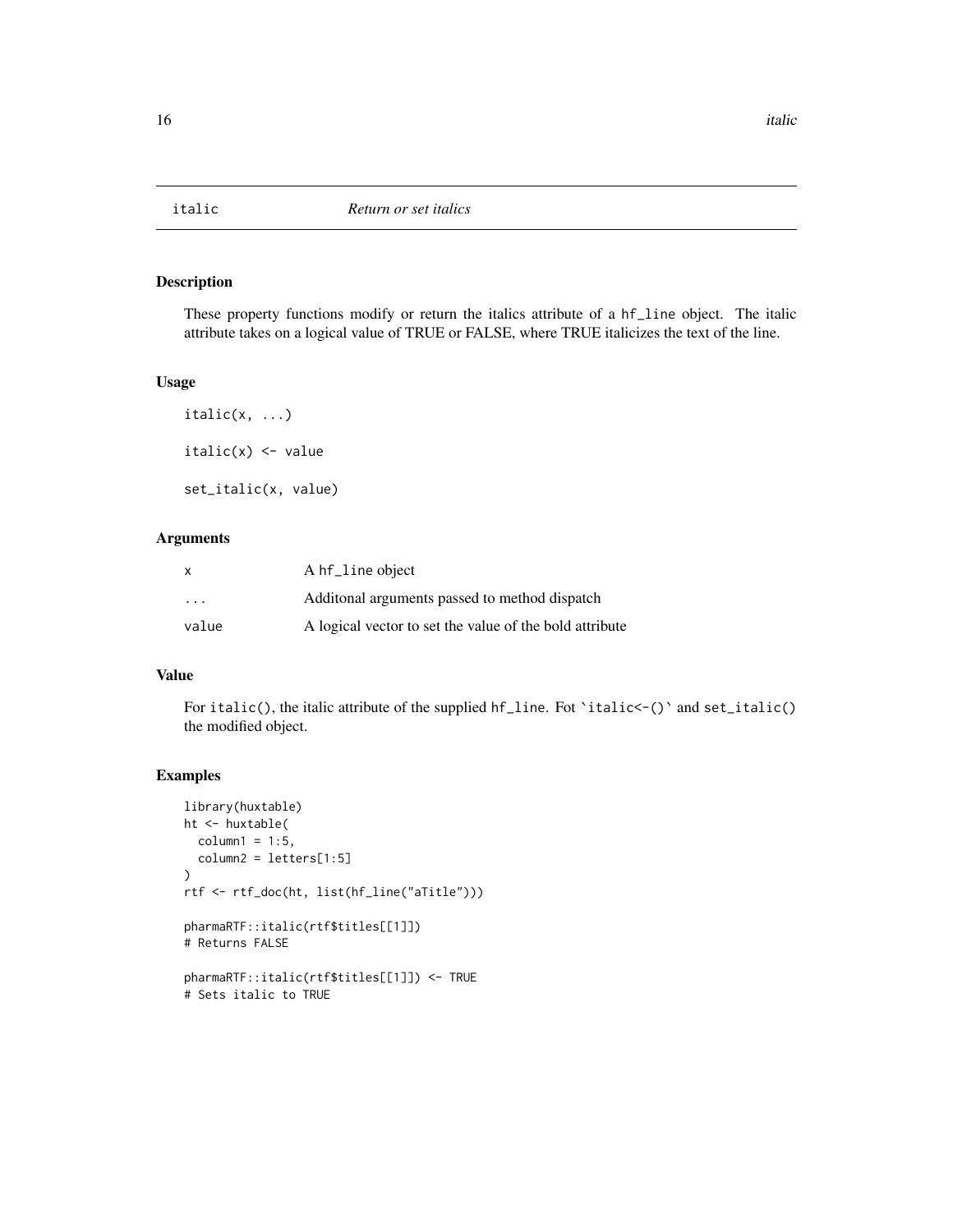# italic — *Return or set italics*

## Description

These property functions modify or return the italics attribute of a `hf_line` object. The italic attribute takes on a logical value of TRUE or FALSE, where TRUE italicizes the text of the line.

## Usage

```
italic(x, ...)

italic(x) <- value

set_italic(x, value)
```

## Arguments

| | |
|---|---|
| `x` | A `hf_line` object |
| `...` | Additonal arguments passed to method dispatch |
| `value` | A logical vector to set the value of the bold attribute |

## Value

For `italic()`, the italic attribute of the supplied `hf_line`. Fot `` `italic<-()` `` and `set_italic()` the modified object.

## Examples

```
library(huxtable)
ht <- huxtable(
  column1 = 1:5,
  column2 = letters[1:5]
)
rtf <- rtf_doc(ht, list(hf_line("aTitle")))

pharmaRTF::italic(rtf$titles[[1]])
# Returns FALSE

pharmaRTF::italic(rtf$titles[[1]]) <- TRUE
# Sets italic to TRUE
```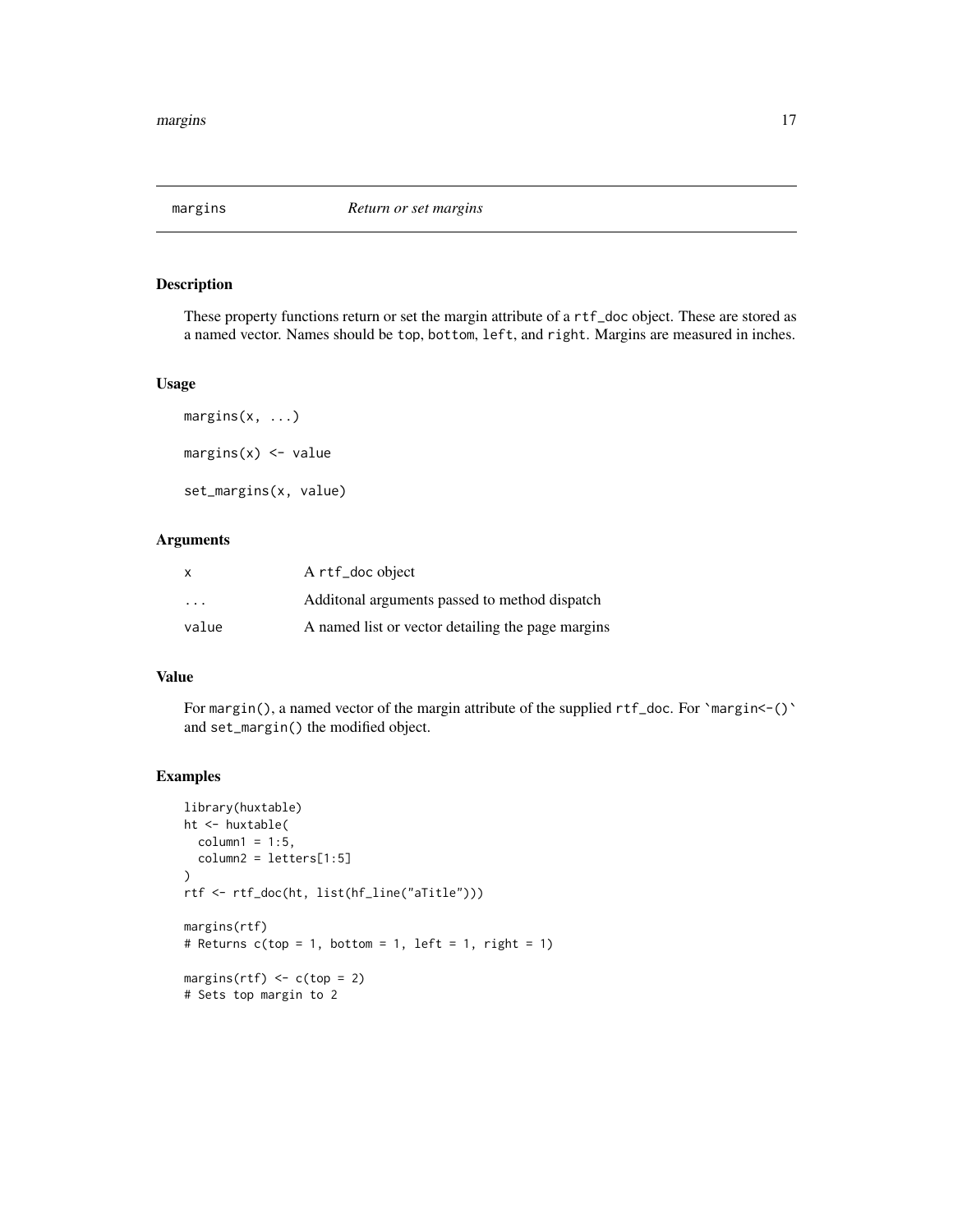## margins — *Return or set margins*

### Description

These property functions return or set the margin attribute of a `rtf_doc` object. These are stored as a named vector. Names should be `top`, `bottom`, `left`, and `right`. Margins are measured in inches.

### Usage

```
margins(x, ...)

margins(x) <- value

set_margins(x, value)
```

### Arguments

| | |
|---|---|
| `x` | A `rtf_doc` object |
| `...` | Additonal arguments passed to method dispatch |
| `value` | A named list or vector detailing the page margins |

### Value

For `margin()`, a named vector of the margin attribute of the supplied `rtf_doc`. For `` `margin<-()` `` and `set_margin()` the modified object.

### Examples

```
library(huxtable)
ht <- huxtable(
  column1 = 1:5,
  column2 = letters[1:5]
)
rtf <- rtf_doc(ht, list(hf_line("aTitle")))

margins(rtf)
# Returns c(top = 1, bottom = 1, left = 1, right = 1)

margins(rtf) <- c(top = 2)
# Sets top margin to 2
```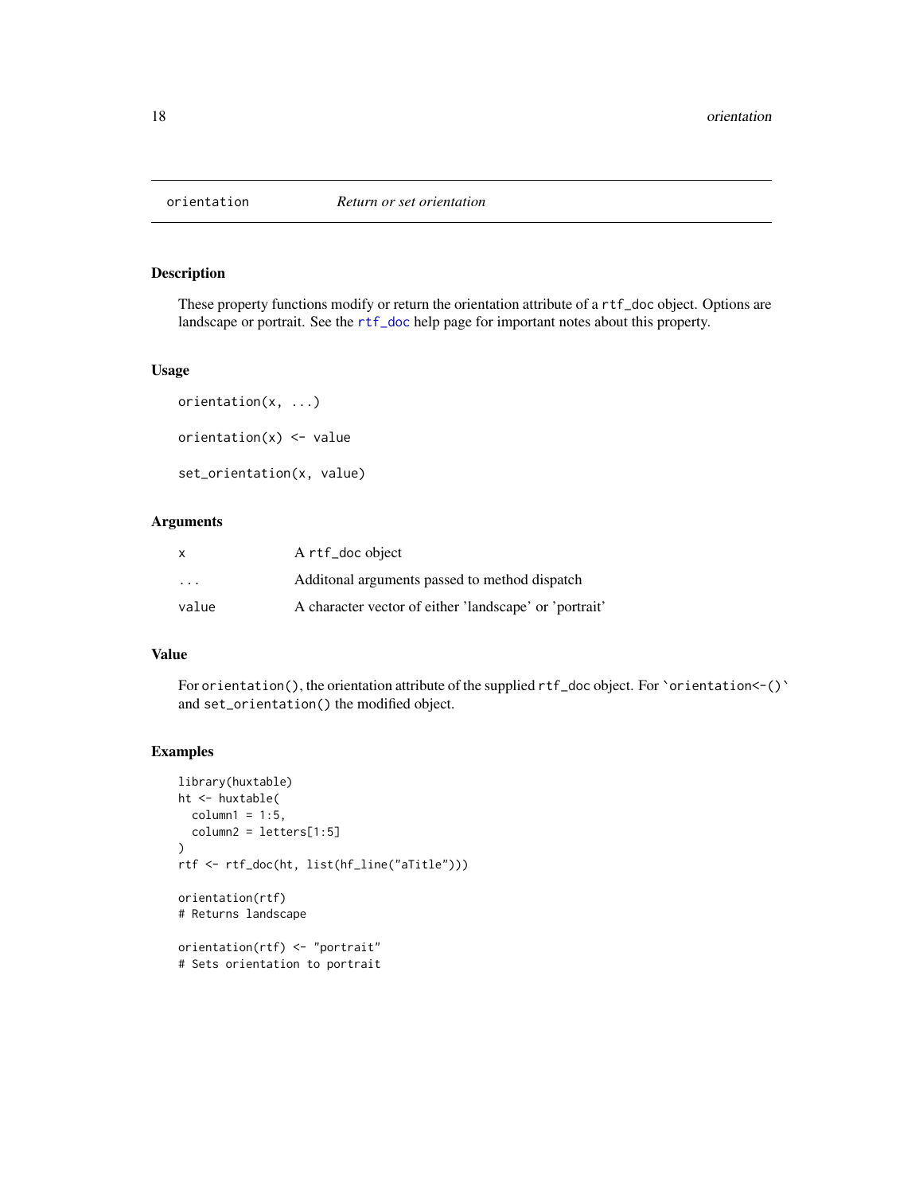## orientation — *Return or set orientation*

### Description

These property functions modify or return the orientation attribute of a `rtf_doc` object. Options are landscape or portrait. See the `rtf_doc` help page for important notes about this property.

### Usage

```
orientation(x, ...)

orientation(x) <- value

set_orientation(x, value)
```

### Arguments

| | |
|---|---|
| `x` | A `rtf_doc` object |
| `...` | Additonal arguments passed to method dispatch |
| `value` | A character vector of either 'landscape' or 'portrait' |

### Value

For `orientation()`, the orientation attribute of the supplied `rtf_doc` object. For `` `orientation<-()` `` and `set_orientation()` the modified object.

### Examples

```
library(huxtable)
ht <- huxtable(
  column1 = 1:5,
  column2 = letters[1:5]
)
rtf <- rtf_doc(ht, list(hf_line("aTitle")))

orientation(rtf)
# Returns landscape

orientation(rtf) <- "portrait"
# Sets orientation to portrait
```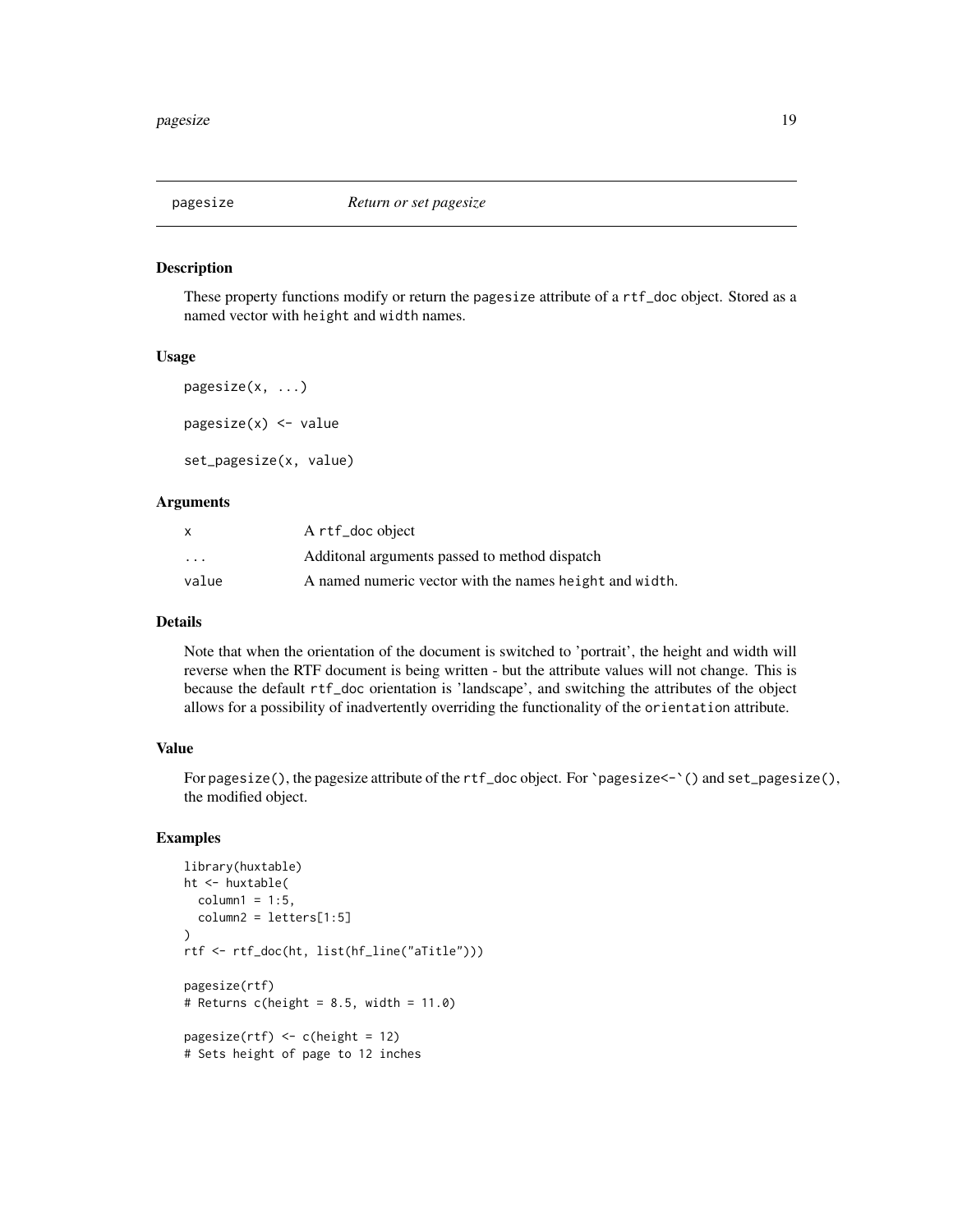# pagesize — *Return or set pagesize*

## Description

These property functions modify or return the `pagesize` attribute of a `rtf_doc` object. Stored as a named vector with `height` and `width` names.

## Usage

```
pagesize(x, ...)

pagesize(x) <- value

set_pagesize(x, value)
```

## Arguments

| | |
|---|---|
| `x` | A `rtf_doc` object |
| `...` | Additonal arguments passed to method dispatch |
| `value` | A named numeric vector with the names `height` and `width`. |

## Details

Note that when the orientation of the document is switched to 'portrait', the height and width will reverse when the RTF document is being written - but the attribute values will not change. This is because the default `rtf_doc` orientation is 'landscape', and switching the attributes of the object allows for a possibility of inadvertently overriding the functionality of the `orientation` attribute.

## Value

For `pagesize()`, the pagesize attribute of the `rtf_doc` object. For `` `pagesize<-`() `` and `set_pagesize()`, the modified object.

## Examples

```
library(huxtable)
ht <- huxtable(
  column1 = 1:5,
  column2 = letters[1:5]
)
rtf <- rtf_doc(ht, list(hf_line("aTitle")))

pagesize(rtf)
# Returns c(height = 8.5, width = 11.0)

pagesize(rtf) <- c(height = 12)
# Sets height of page to 12 inches
```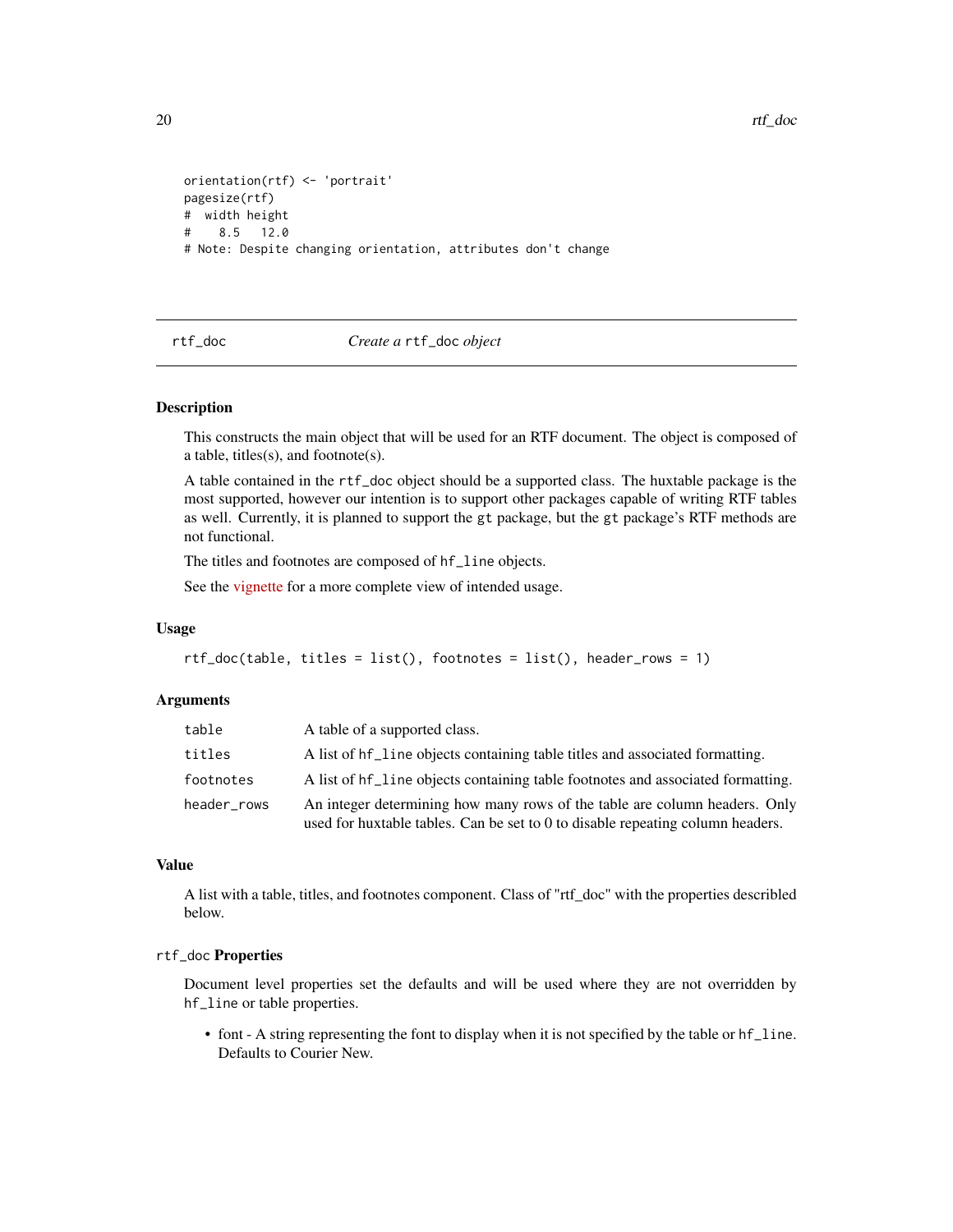```
orientation(rtf) <- 'portrait'
pagesize(rtf)
#  width height
#    8.5   12.0
# Note: Despite changing orientation, attributes don't change
```

## rtf_doc — *Create a* rtf_doc *object*

### Description

This constructs the main object that will be used for an RTF document. The object is composed of a table, titles(s), and footnote(s).

A table contained in the rtf_doc object should be a supported class. The huxtable package is the most supported, however our intention is to support other packages capable of writing RTF tables as well. Currently, it is planned to support the gt package, but the gt package's RTF methods are not functional.

The titles and footnotes are composed of hf_line objects.

See the vignette for a more complete view of intended usage.

### Usage

```
rtf_doc(table, titles = list(), footnotes = list(), header_rows = 1)
```

### Arguments

| | |
|---|---|
| table | A table of a supported class. |
| titles | A list of hf_line objects containing table titles and associated formatting. |
| footnotes | A list of hf_line objects containing table footnotes and associated formatting. |
| header_rows | An integer determining how many rows of the table are column headers. Only used for huxtable tables. Can be set to 0 to disable repeating column headers. |

### Value

A list with a table, titles, and footnotes component. Class of "rtf_doc" with the properties described below.

### rtf_doc Properties

Document level properties set the defaults and will be used where they are not overridden by hf_line or table properties.

- font - A string representing the font to display when it is not specified by the table or hf_line. Defaults to Courier New.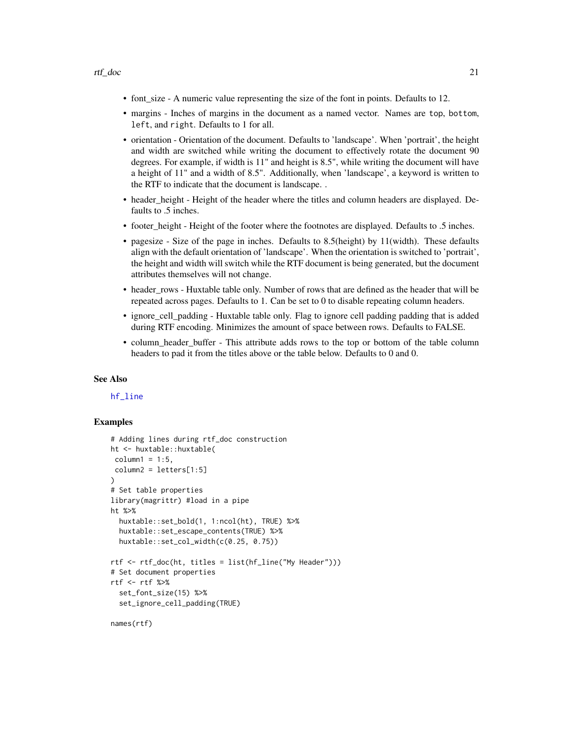- font_size - A numeric value representing the size of the font in points. Defaults to 12.
- margins - Inches of margins in the document as a named vector. Names are top, bottom, left, and right. Defaults to 1 for all.
- orientation - Orientation of the document. Defaults to 'landscape'. When 'portrait', the height and width are switched while writing the document to effectively rotate the document 90 degrees. For example, if width is 11" and height is 8.5", while writing the document will have a height of 11" and a width of 8.5". Additionally, when 'landscape', a keyword is written to the RTF to indicate that the document is landscape. .
- header_height - Height of the header where the titles and column headers are displayed. Defaults to .5 inches.
- footer_height - Height of the footer where the footnotes are displayed. Defaults to .5 inches.
- pagesize - Size of the page in inches. Defaults to 8.5(height) by 11(width). These defaults align with the default orientation of 'landscape'. When the orientation is switched to 'portrait', the height and width will switch while the RTF document is being generated, but the document attributes themselves will not change.
- header_rows - Huxtable table only. Number of rows that are defined as the header that will be repeated across pages. Defaults to 1. Can be set to 0 to disable repeating column headers.
- ignore_cell_padding - Huxtable table only. Flag to ignore cell padding padding that is added during RTF encoding. Minimizes the amount of space between rows. Defaults to FALSE.
- column_header_buffer - This attribute adds rows to the top or bottom of the table column headers to pad it from the titles above or the table below. Defaults to 0 and 0.

## See Also

hf_line

## Examples

```
# Adding lines during rtf_doc construction
ht <- huxtable::huxtable(
 column1 = 1:5,
 column2 = letters[1:5]
)
# Set table properties
library(magrittr) #load in a pipe
ht %>%
  huxtable::set_bold(1, 1:ncol(ht), TRUE) %>%
  huxtable::set_escape_contents(TRUE) %>%
  huxtable::set_col_width(c(0.25, 0.75))

rtf <- rtf_doc(ht, titles = list(hf_line("My Header")))
# Set document properties
rtf <- rtf %>%
  set_font_size(15) %>%
  set_ignore_cell_padding(TRUE)

names(rtf)
```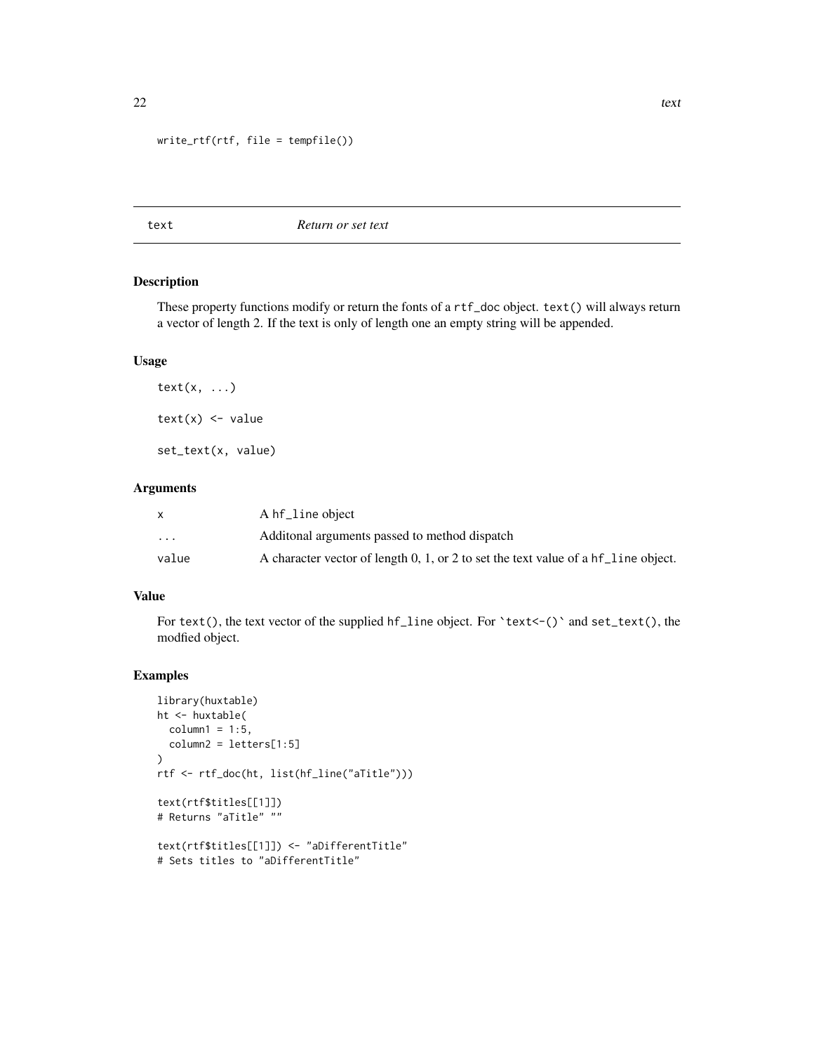```
write_rtf(rtf, file = tempfile())
```

## text — *Return or set text*

### Description

These property functions modify or return the fonts of a `rtf_doc` object. `text()` will always return a vector of length 2. If the text is only of length one an empty string will be appended.

### Usage

```
text(x, ...)

text(x) <- value

set_text(x, value)
```

### Arguments

| | |
|---|---|
| `x` | A `hf_line` object |
| `...` | Additonal arguments passed to method dispatch |
| `value` | A character vector of length 0, 1, or 2 to set the text value of a `hf_line` object. |

### Value

For `text()`, the text vector of the supplied `hf_line` object. For `` `text<-()` `` and `set_text()`, the modfied object.

### Examples

```
library(huxtable)
ht <- huxtable(
  column1 = 1:5,
  column2 = letters[1:5]
)
rtf <- rtf_doc(ht, list(hf_line("aTitle")))

text(rtf$titles[[1]])
# Returns "aTitle" ""

text(rtf$titles[[1]]) <- "aDifferentTitle"
# Sets titles to "aDifferentTitle"
```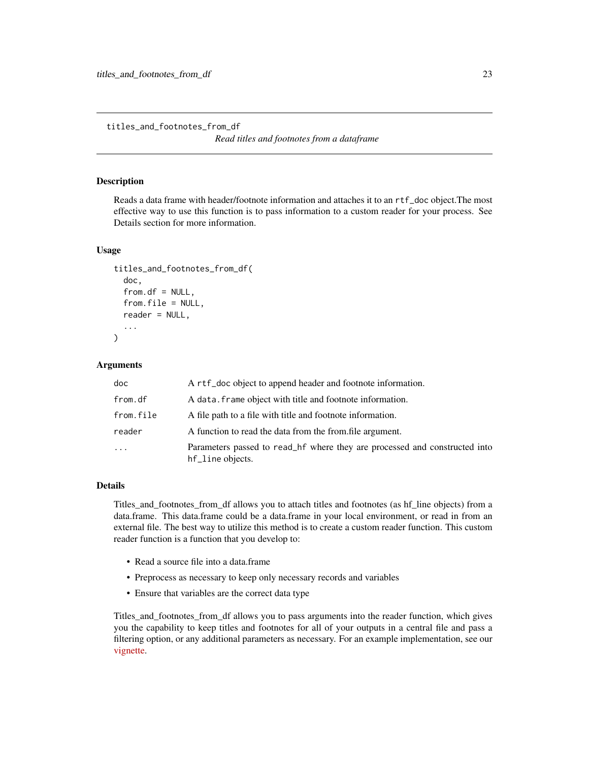`titles_and_footnotes_from_df` *Read titles and footnotes from a dataframe*

## Description

Reads a data frame with header/footnote information and attaches it to an `rtf_doc` object.The most effective way to use this function is to pass information to a custom reader for your process. See Details section for more information.

## Usage

```
titles_and_footnotes_from_df(
  doc,
  from.df = NULL,
  from.file = NULL,
  reader = NULL,
  ...
)
```

## Arguments

| | |
|---|---|
| `doc` | A `rtf_doc` object to append header and footnote information. |
| `from.df` | A `data.frame` object with title and footnote information. |
| `from.file` | A file path to a file with title and footnote information. |
| `reader` | A function to read the data from the from.file argument. |
| `...` | Parameters passed to `read_hf` where they are processed and constructed into `hf_line` objects. |

## Details

Titles_and_footnotes_from_df allows you to attach titles and footnotes (as hf_line objects) from a data.frame. This data.frame could be a data.frame in your local environment, or read in from an external file. The best way to utilize this method is to create a custom reader function. This custom reader function is a function that you develop to:

- Read a source file into a data.frame
- Preprocess as necessary to keep only necessary records and variables
- Ensure that variables are the correct data type

Titles_and_footnotes_from_df allows you to pass arguments into the reader function, which gives you the capability to keep titles and footnotes for all of your outputs in a central file and pass a filtering option, or any additional parameters as necessary. For an example implementation, see our vignette.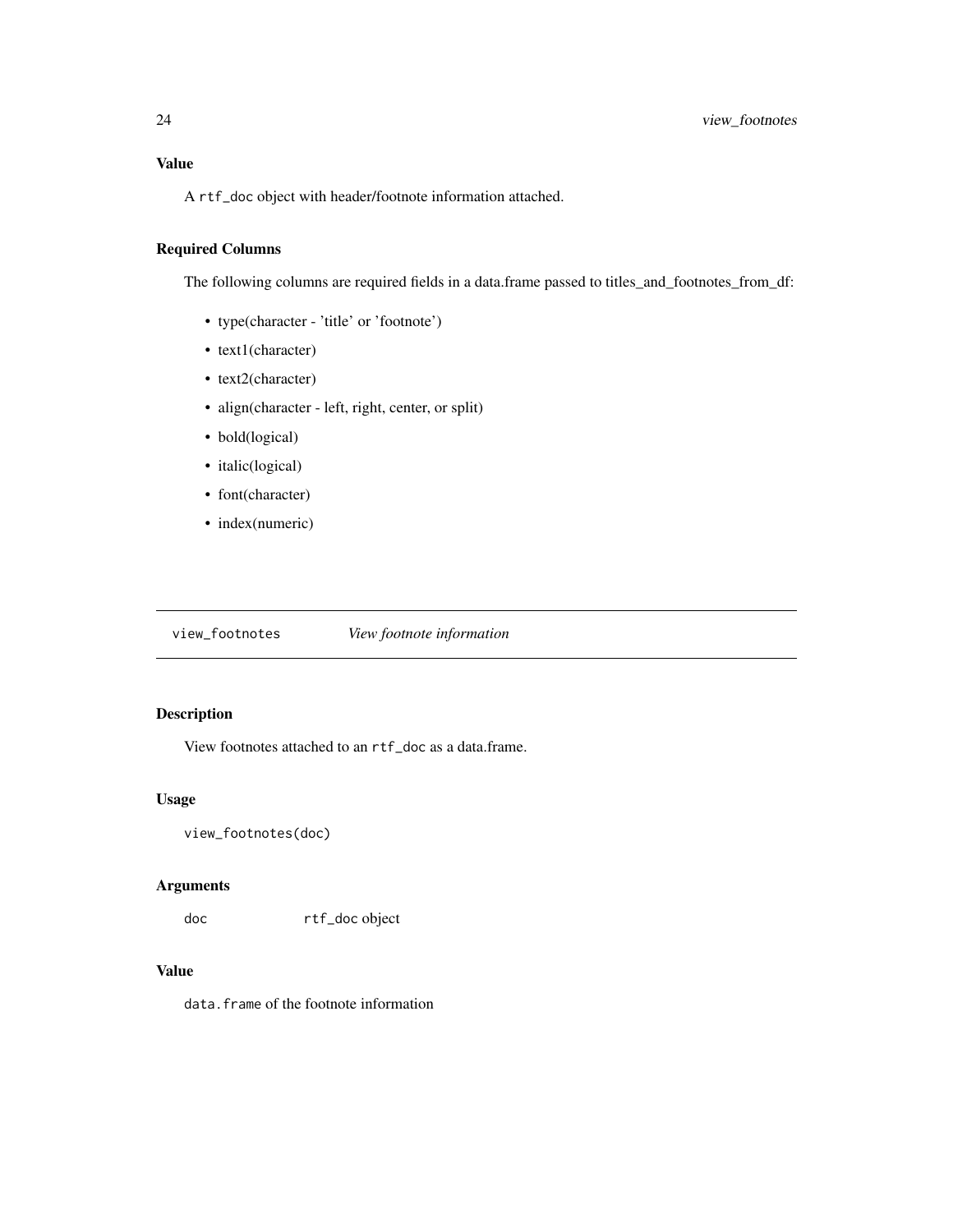### Value

A `rtf_doc` object with header/footnote information attached.

### Required Columns

The following columns are required fields in a data.frame passed to titles_and_footnotes_from_df:

- type(character - 'title' or 'footnote')
- text1(character)
- text2(character)
- align(character - left, right, center, or split)
- bold(logical)
- italic(logical)
- font(character)
- index(numeric)

---

## `view_footnotes` *View footnote information*

---

### Description

View footnotes attached to an `rtf_doc` as a data.frame.

### Usage

```
view_footnotes(doc)
```

### Arguments

| | |
|---|---|
| `doc` | `rtf_doc` object |

### Value

`data.frame` of the footnote information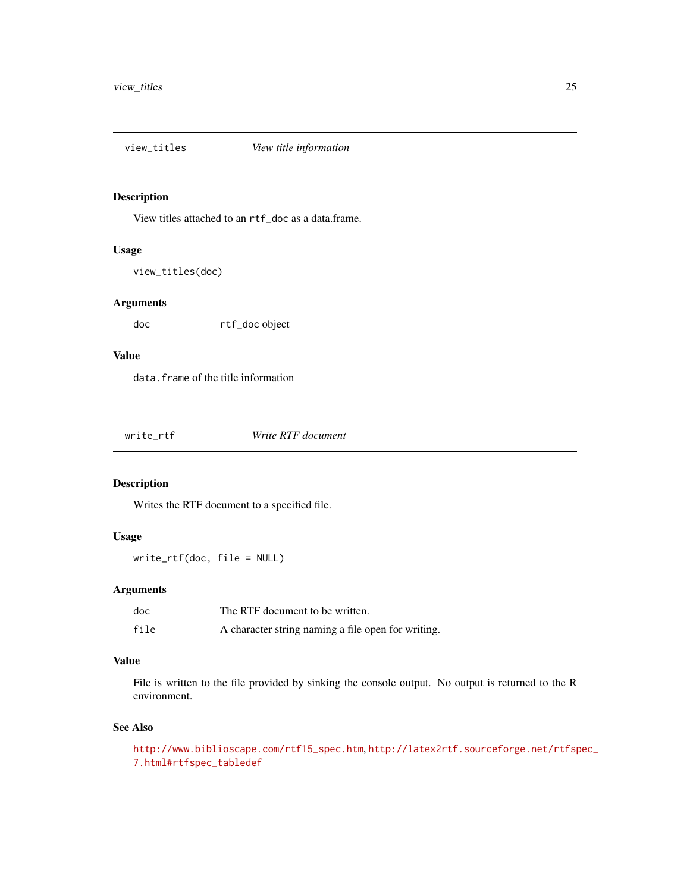## view_titles — *View title information*

### Description

View titles attached to an `rtf_doc` as a data.frame.

### Usage

```
view_titles(doc)
```

### Arguments

| | |
|---|---|
| `doc` | `rtf_doc` object |

### Value

`data.frame` of the title information

## write_rtf — *Write RTF document*

### Description

Writes the RTF document to a specified file.

### Usage

```
write_rtf(doc, file = NULL)
```

### Arguments

| | |
|---|---|
| `doc` | The RTF document to be written. |
| `file` | A character string naming a file open for writing. |

### Value

File is written to the file provided by sinking the console output. No output is returned to the R environment.

### See Also

http://www.biblioscape.com/rtf15_spec.htm, http://latex2rtf.sourceforge.net/rtfspec_7.html#rtfspec_tabledef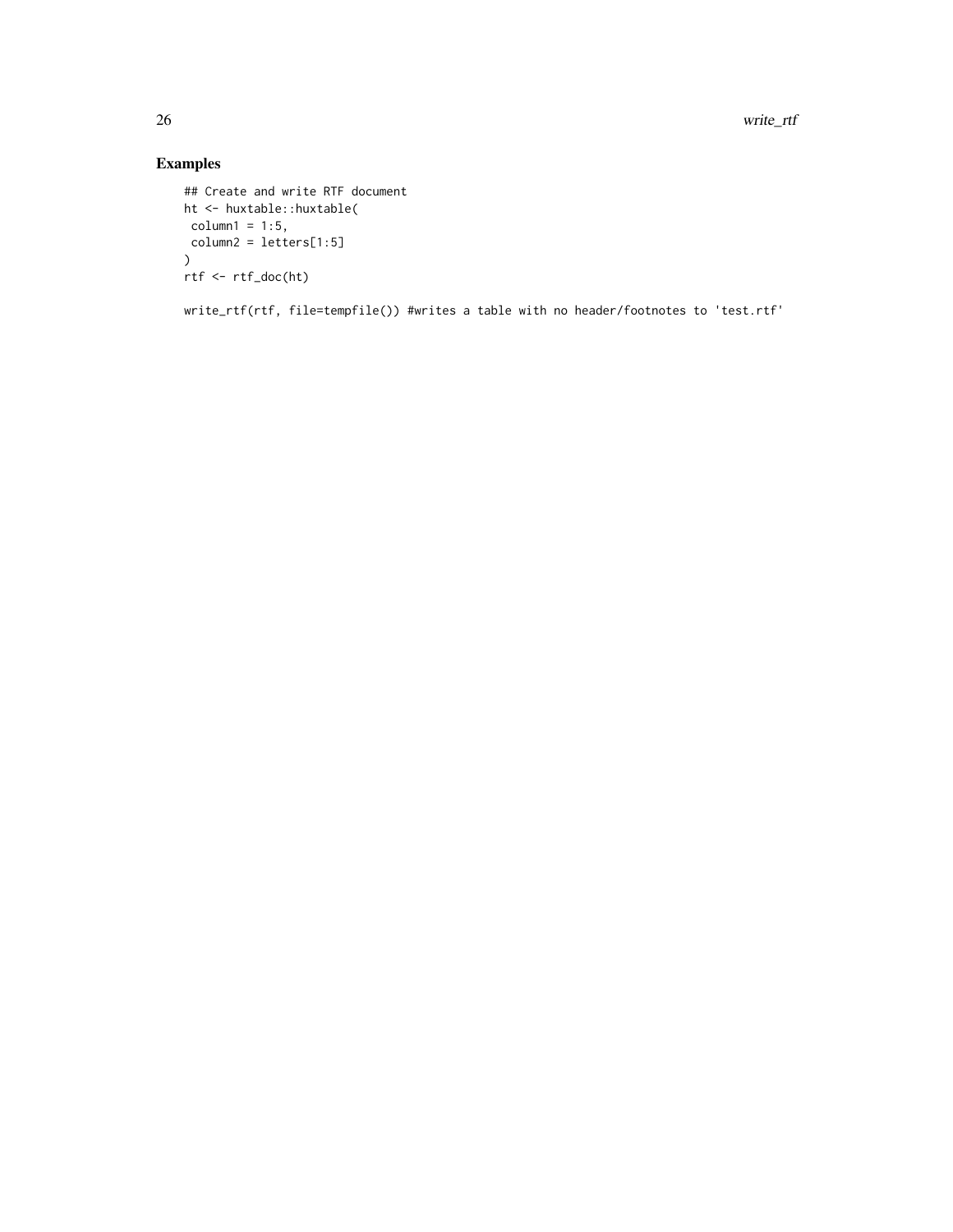## Examples

```
## Create and write RTF document
ht <- huxtable::huxtable(
 column1 = 1:5,
 column2 = letters[1:5]
)
rtf <- rtf_doc(ht)

write_rtf(rtf, file=tempfile()) #writes a table with no header/footnotes to 'test.rtf'
```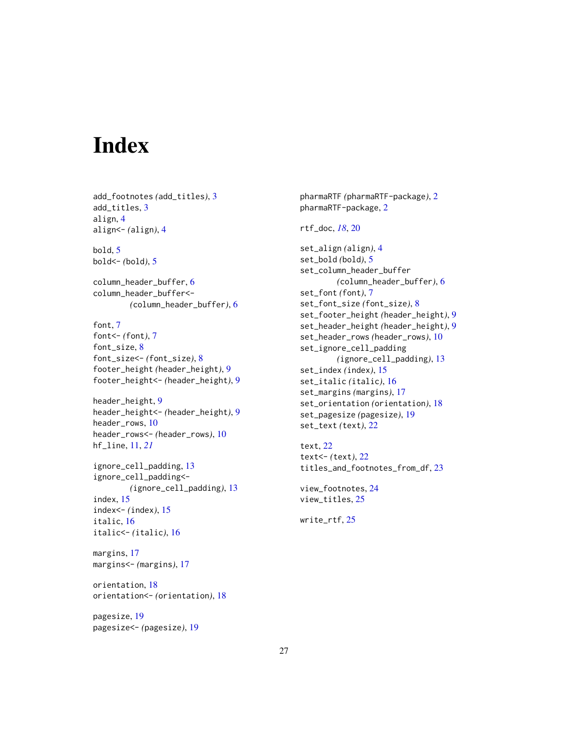# Index

add_footnotes *(add_titles)*, 3
add_titles, 3
align, 4
align<- *(align)*, 4

bold, 5
bold<- *(bold)*, 5

column_header_buffer, 6
column_header_buffer<- *(column_header_buffer)*, 6

font, 7
font<- *(font)*, 7
font_size, 8
font_size<- *(font_size)*, 8
footer_height *(header_height)*, 9
footer_height<- *(header_height)*, 9

header_height, 9
header_height<- *(header_height)*, 9
header_rows, 10
header_rows<- *(header_rows)*, 10
hf_line, 11, *21*

ignore_cell_padding, 13
ignore_cell_padding<- *(ignore_cell_padding)*, 13
index, 15
index<- *(index)*, 15
italic, 16
italic<- *(italic)*, 16

margins, 17
margins<- *(margins)*, 17

orientation, 18
orientation<- *(orientation)*, 18

pagesize, 19
pagesize<- *(pagesize)*, 19
pharmaRTF *(pharmaRTF-package)*, 2
pharmaRTF-package, 2

rtf_doc, *18*, 20

set_align *(align)*, 4
set_bold *(bold)*, 5
set_column_header_buffer *(column_header_buffer)*, 6
set_font *(font)*, 7
set_font_size *(font_size)*, 8
set_footer_height *(header_height)*, 9
set_header_height *(header_height)*, 9
set_header_rows *(header_rows)*, 10
set_ignore_cell_padding *(ignore_cell_padding)*, 13
set_index *(index)*, 15
set_italic *(italic)*, 16
set_margins *(margins)*, 17
set_orientation *(orientation)*, 18
set_pagesize *(pagesize)*, 19
set_text *(text)*, 22

text, 22
text<- *(text)*, 22
titles_and_footnotes_from_df, 23

view_footnotes, 24
view_titles, 25

write_rtf, 25